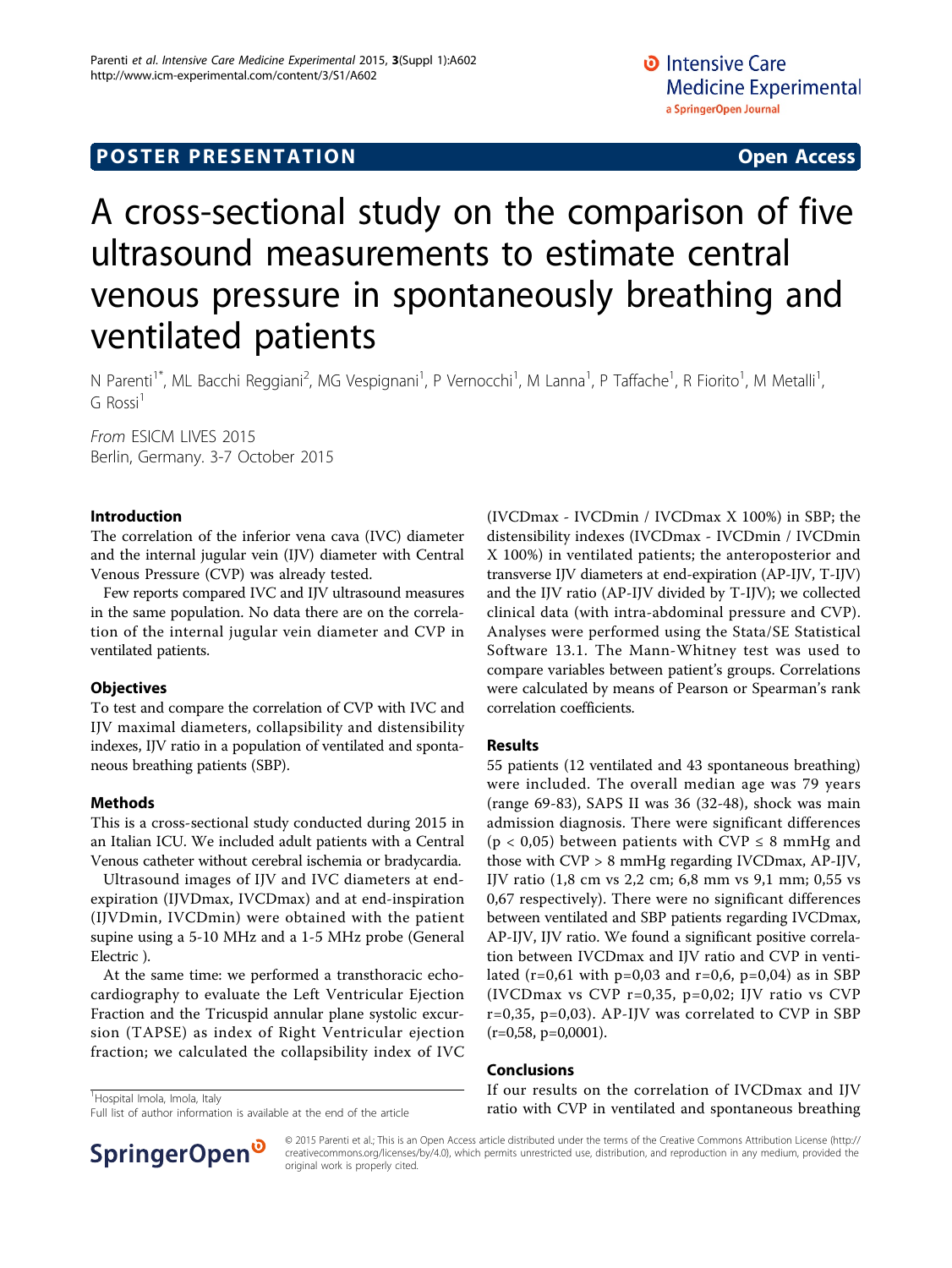POSTER PRESENTATION Open Access

# A cross-sectional study on the comparison of five ultrasound measurements to estimate central venous pressure in spontaneously breathing and ventilated patients

N Parenti[1*], ML Bacchi Reggiani[2], MG Vespignani[1], P Vernocchi[1], M Lanna[1], P Taffache[1], R Fiorito[1], M Metalli[1], G Rossi[1]

*From* ESICM LIVES 2015
Berlin, Germany. 3-7 October 2015

## Introduction

The correlation of the inferior vena cava (IVC) diameter and the internal jugular vein (IJV) diameter with Central Venous Pressure (CVP) was already tested.

Few reports compared IVC and IJV ultrasound measures in the same population. No data there are on the correlation of the internal jugular vein diameter and CVP in ventilated patients.

## Objectives

To test and compare the correlation of CVP with IVC and IJV maximal diameters, collapsibility and distensibility indexes, IJV ratio in a population of ventilated and spontaneous breathing patients (SBP).

## Methods

This is a cross-sectional study conducted during 2015 in an Italian ICU. We included adult patients with a Central Venous catheter without cerebral ischemia or bradycardia.

Ultrasound images of IJV and IVC diameters at end-expiration (IJVDmax, IVCDmax) and at end-inspiration (IJVDmin, IVCDmin) were obtained with the patient supine using a 5-10 MHz and a 1-5 MHz probe (General Electric ).

At the same time: we performed a transthoracic echocardiography to evaluate the Left Ventricular Ejection Fraction and the Tricuspid annular plane systolic excursion (TAPSE) as index of Right Ventricular ejection fraction; we calculated the collapsibility index of IVC (IVCDmax - IVCDmin / IVCDmax X 100%) in SBP; the distensibility indexes (IVCDmax - IVCDmin / IVCDmin X 100%) in ventilated patients; the anteroposterior and transverse IJV diameters at end-expiration (AP-IJV, T-IJV) and the IJV ratio (AP-IJV divided by T-IJV); we collected clinical data (with intra-abdominal pressure and CVP). Analyses were performed using the Stata/SE Statistical Software 13.1. The Mann-Whitney test was used to compare variables between patient's groups. Correlations were calculated by means of Pearson or Spearman's rank correlation coefficients.

## Results

55 patients (12 ventilated and 43 spontaneous breathing) were included. The overall median age was 79 years (range 69-83), SAPS II was 36 (32-48), shock was main admission diagnosis. There were significant differences ($p < 0,05$) between patients with CVP ≤ 8 mmHg and those with CVP > 8 mmHg regarding IVCDmax, AP-IJV, IJV ratio (1,8 cm vs 2,2 cm; 6,8 mm vs 9,1 mm; 0,55 vs 0,67 respectively). There were no significant differences between ventilated and SBP patients regarding IVCDmax, AP-IJV, IJV ratio. We found a significant positive correlation between IVCDmax and IJV ratio and CVP in ventilated ($r=0,61$ with $p=0,03$ and $r=0,6$, $p=0,04$) as in SBP (IVCDmax vs CVP $r=0,35$, $p=0,02$; IJV ratio vs CVP $r=0,35$, $p=0,03$). AP-IJV was correlated to CVP in SBP ($r=0,58$, $p=0,0001$).

## Conclusions

If our results on the correlation of IVCDmax and IJV ratio with CVP in ventilated and spontaneous breathing

[1]Hospital Imola, Imola, Italy
Full list of author information is available at the end of the article

© 2015 Parenti et al.; This is an Open Access article distributed under the terms of the Creative Commons Attribution License (http://creativecommons.org/licenses/by/4.0), which permits unrestricted use, distribution, and reproduction in any medium, provided the original work is properly cited.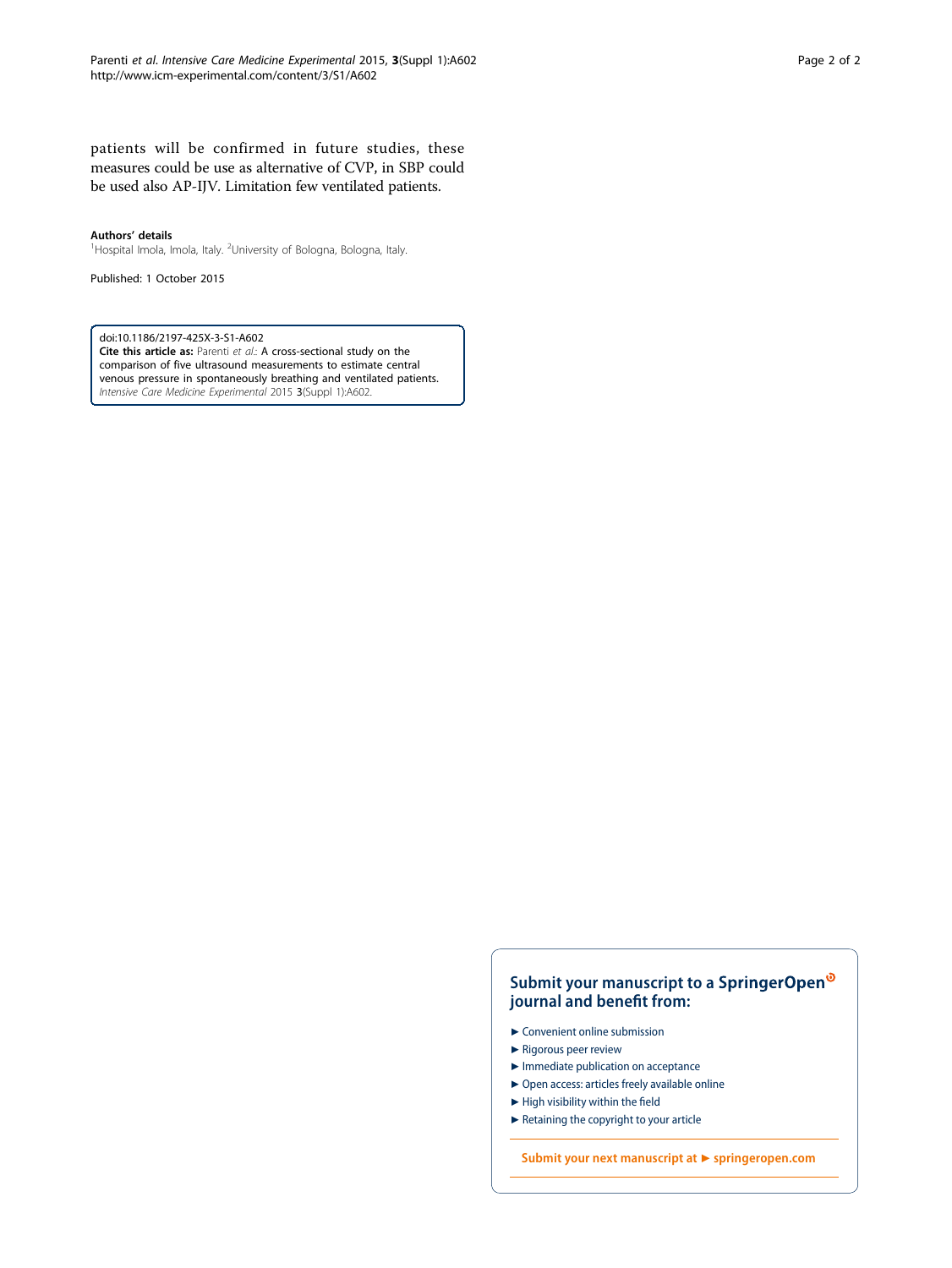patients will be confirmed in future studies, these measures could be use as alternative of CVP, in SBP could be used also AP-IJV. Limitation few ventilated patients.

**Authors' details**
[1]Hospital Imola, Imola, Italy. [2]University of Bologna, Bologna, Italy.

Published: 1 October 2015

doi:10.1186/2197-425X-3-S1-A602
**Cite this article as:** Parenti *et al.*: A cross-sectional study on the comparison of five ultrasound measurements to estimate central venous pressure in spontaneously breathing and ventilated patients. *Intensive Care Medicine Experimental* 2015 **3**(Suppl 1):A602.

**Submit your manuscript to a SpringerOpen journal and benefit from:**

- ► Convenient online submission
- ► Rigorous peer review
- ► Immediate publication on acceptance
- ► Open access: articles freely available online
- ► High visibility within the field
- ► Retaining the copyright to your article

**Submit your next manuscript at ► springeropen.com**